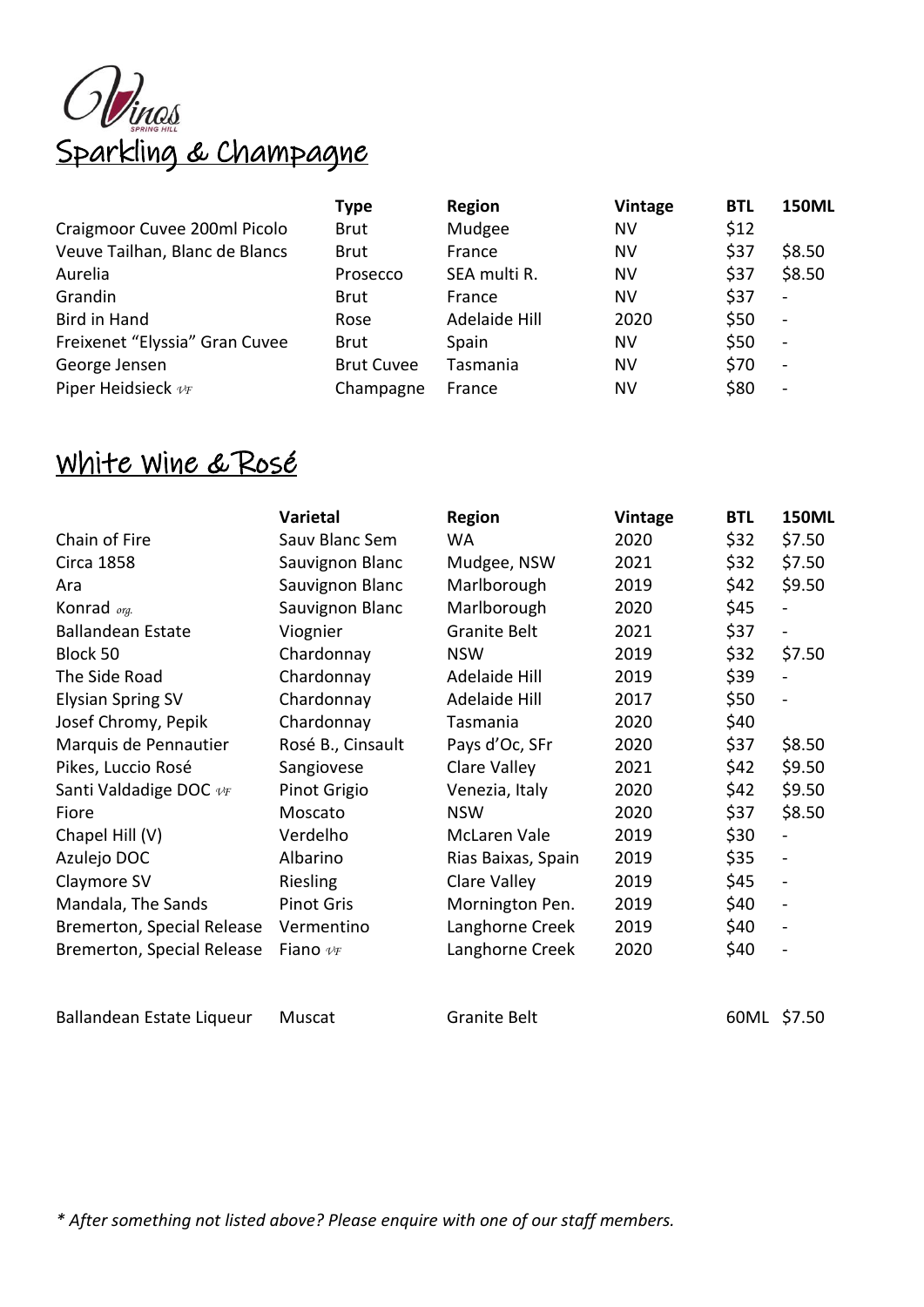# Vinos

SPRING HILL

## Sparkling & Champagne

| | Type | Region | Vintage | BTL | 150ML |
|---|---|---|---|---|---|
| Craigmoor Cuvee 200ml Picolo | Brut | Mudgee | NV | $12 | |
| Veuve Tailhan, Blanc de Blancs | Brut | France | NV | $37 | $8.50 |
| Aurelia | Prosecco | SEA multi R. | NV | $37 | $8.50 |
| Grandin | Brut | France | NV | $37 | - |
| Bird in Hand | Rose | Adelaide Hill | 2020 | $50 | - |
| Freixenet "Elyssia" Gran Cuvee | Brut | Spain | NV | $50 | - |
| George Jensen | Brut Cuvee | Tasmania | NV | $70 | - |
| Piper Heidsieck *VF* | Champagne | France | NV | $80 | - |

## White Wine & Rosé

| | Varietal | Region | Vintage | BTL | 150ML |
|---|---|---|---|---|---|
| Chain of Fire | Sauv Blanc Sem | WA | 2020 | $32 | $7.50 |
| Circa 1858 | Sauvignon Blanc | Mudgee, NSW | 2021 | $32 | $7.50 |
| Ara | Sauvignon Blanc | Marlborough | 2019 | $42 | $9.50 |
| Konrad *org.* | Sauvignon Blanc | Marlborough | 2020 | $45 | - |
| Ballandean Estate | Viognier | Granite Belt | 2021 | $37 | - |
| Block 50 | Chardonnay | NSW | 2019 | $32 | $7.50 |
| The Side Road | Chardonnay | Adelaide Hill | 2019 | $39 | - |
| Elysian Spring SV | Chardonnay | Adelaide Hill | 2017 | $50 | - |
| Josef Chromy, Pepik | Chardonnay | Tasmania | 2020 | $40 | |
| Marquis de Pennautier | Rosé B., Cinsault | Pays d'Oc, SFr | 2020 | $37 | $8.50 |
| Pikes, Luccio Rosé | Sangiovese | Clare Valley | 2021 | $42 | $9.50 |
| Santi Valdadige DOC *VF* | Pinot Grigio | Venezia, Italy | 2020 | $42 | $9.50 |
| Fiore | Moscato | NSW | 2020 | $37 | $8.50 |
| Chapel Hill (V) | Verdelho | McLaren Vale | 2019 | $30 | - |
| Azulejo DOC | Albarino | Rias Baixas, Spain | 2019 | $35 | - |
| Claymore SV | Riesling | Clare Valley | 2019 | $45 | - |
| Mandala, The Sands | Pinot Gris | Mornington Pen. | 2019 | $40 | - |
| Bremerton, Special Release | Vermentino | Langhorne Creek | 2019 | $40 | - |
| Bremerton, Special Release | Fiano *VF* | Langhorne Creek | 2020 | $40 | - |
| | | | | | |
| Ballandean Estate Liqueur | Muscat | Granite Belt | | 60ML | $7.50 |

*\* After something not listed above? Please enquire with one of our staff members.*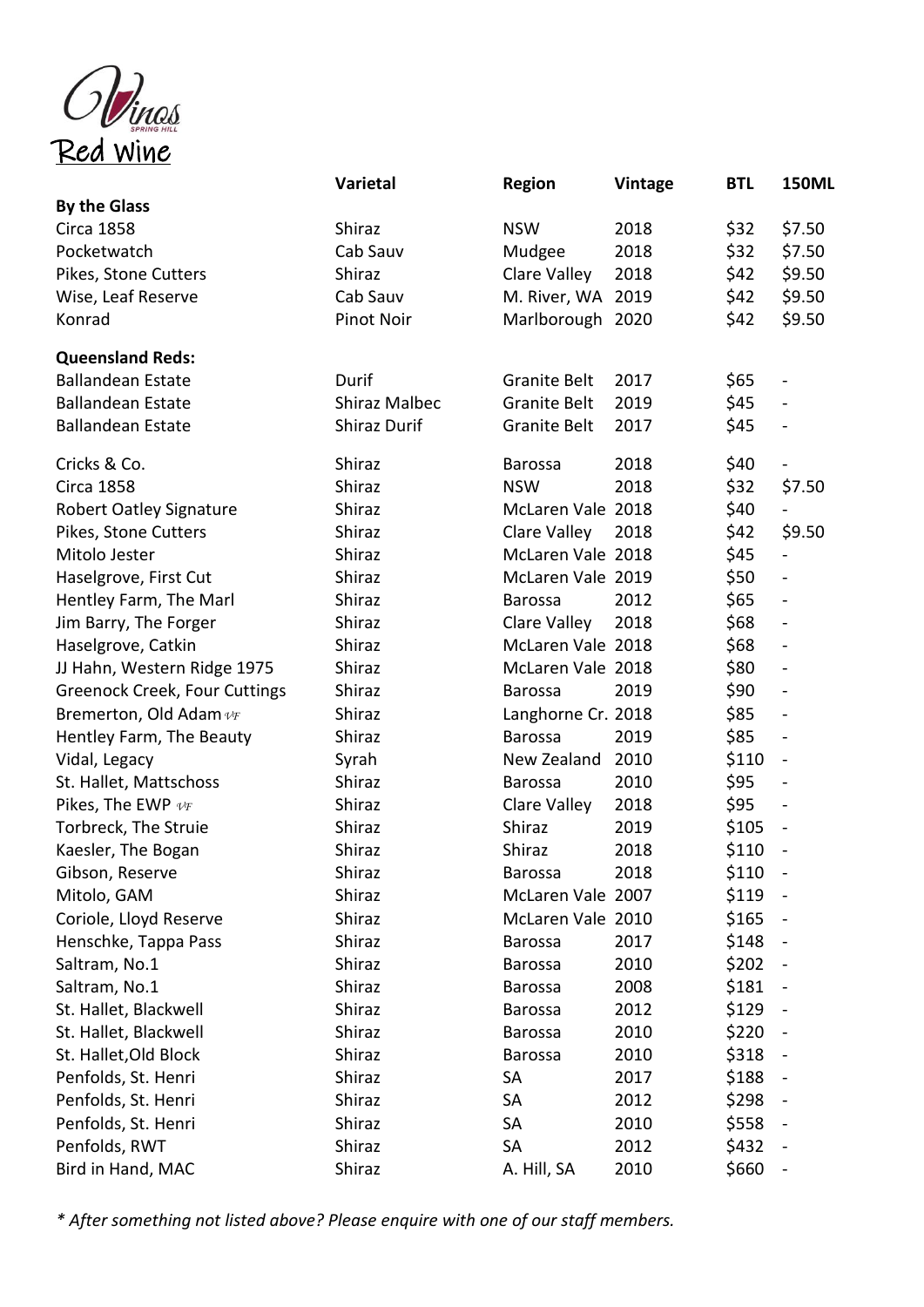Vinos Spring Hill

# Red Wine

| | Varietal | Region | Vintage | BTL | 150ML |
|---|---|---|---|---|---|
| **By the Glass** | | | | | |
| Circa 1858 | Shiraz | NSW | 2018 | $32 | $7.50 |
| Pocketwatch | Cab Sauv | Mudgee | 2018 | $32 | $7.50 |
| Pikes, Stone Cutters | Shiraz | Clare Valley | 2018 | $42 | $9.50 |
| Wise, Leaf Reserve | Cab Sauv | M. River, WA | 2019 | $42 | $9.50 |
| Konrad | Pinot Noir | Marlborough | 2020 | $42 | $9.50 |
| **Queensland Reds:** | | | | | |
| Ballandean Estate | Durif | Granite Belt | 2017 | $65 | - |
| Ballandean Estate | Shiraz Malbec | Granite Belt | 2019 | $45 | - |
| Ballandean Estate | Shiraz Durif | Granite Belt | 2017 | $45 | - |
| Cricks & Co. | Shiraz | Barossa | 2018 | $40 | - |
| Circa 1858 | Shiraz | NSW | 2018 | $32 | $7.50 |
| Robert Oatley Signature | Shiraz | McLaren Vale | 2018 | $40 | - |
| Pikes, Stone Cutters | Shiraz | Clare Valley | 2018 | $42 | $9.50 |
| Mitolo Jester | Shiraz | McLaren Vale | 2018 | $45 | - |
| Haselgrove, First Cut | Shiraz | McLaren Vale | 2019 | $50 | - |
| Hentley Farm, The Marl | Shiraz | Barossa | 2012 | $65 | - |
| Jim Barry, The Forger | Shiraz | Clare Valley | 2018 | $68 | - |
| Haselgrove, Catkin | Shiraz | McLaren Vale | 2018 | $68 | - |
| JJ Hahn, Western Ridge 1975 | Shiraz | McLaren Vale | 2018 | $80 | - |
| Greenock Creek, Four Cuttings | Shiraz | Barossa | 2019 | $90 | - |
| Bremerton, Old Adam VF | Shiraz | Langhorne Cr. | 2018 | $85 | - |
| Hentley Farm, The Beauty | Shiraz | Barossa | 2019 | $85 | - |
| Vidal, Legacy | Syrah | New Zealand | 2010 | $110 | - |
| St. Hallet, Mattschoss | Shiraz | Barossa | 2010 | $95 | - |
| Pikes, The EWP VF | Shiraz | Clare Valley | 2018 | $95 | - |
| Torbreck, The Struie | Shiraz | Shiraz | 2019 | $105 | - |
| Kaesler, The Bogan | Shiraz | Shiraz | 2018 | $110 | - |
| Gibson, Reserve | Shiraz | Barossa | 2018 | $110 | - |
| Mitolo, GAM | Shiraz | McLaren Vale | 2007 | $119 | - |
| Coriole, Lloyd Reserve | Shiraz | McLaren Vale | 2010 | $165 | - |
| Henschke, Tappa Pass | Shiraz | Barossa | 2017 | $148 | - |
| Saltram, No.1 | Shiraz | Barossa | 2010 | $202 | - |
| Saltram, No.1 | Shiraz | Barossa | 2008 | $181 | - |
| St. Hallet, Blackwell | Shiraz | Barossa | 2012 | $129 | - |
| St. Hallet, Blackwell | Shiraz | Barossa | 2010 | $220 | - |
| St. Hallet,Old Block | Shiraz | Barossa | 2010 | $318 | - |
| Penfolds, St. Henri | Shiraz | SA | 2017 | $188 | - |
| Penfolds, St. Henri | Shiraz | SA | 2012 | $298 | - |
| Penfolds, St. Henri | Shiraz | SA | 2010 | $558 | - |
| Penfolds, RWT | Shiraz | SA | 2012 | $432 | - |
| Bird in Hand, MAC | Shiraz | A. Hill, SA | 2010 | $660 | - |

*\* After something not listed above? Please enquire with one of our staff members.*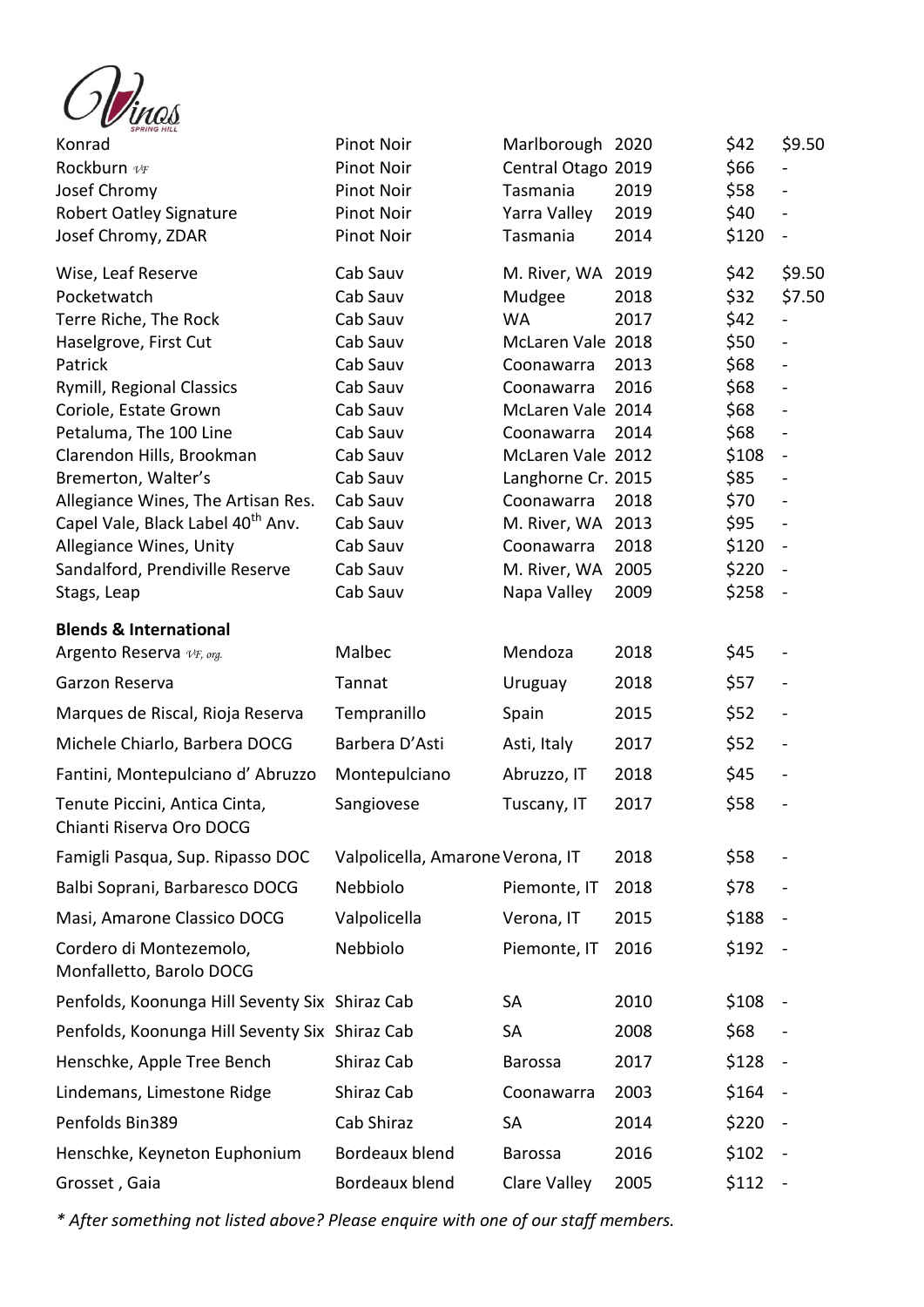Vinos Spring Hill

| | | | | | |
|---|---|---|---|---|---|
| Konrad | Pinot Noir | Marlborough | 2020 | $42 | $9.50 |
| Rockburn *VF* | Pinot Noir | Central Otago | 2019 | $66 | - |
| Josef Chromy | Pinot Noir | Tasmania | 2019 | $58 | - |
| Robert Oatley Signature | Pinot Noir | Yarra Valley | 2019 | $40 | - |
| Josef Chromy, ZDAR | Pinot Noir | Tasmania | 2014 | $120 | - |
| Wise, Leaf Reserve | Cab Sauv | M. River, WA | 2019 | $42 | $9.50 |
| Pocketwatch | Cab Sauv | Mudgee | 2018 | $32 | $7.50 |
| Terre Riche, The Rock | Cab Sauv | WA | 2017 | $42 | - |
| Haselgrove, First Cut | Cab Sauv | McLaren Vale | 2018 | $50 | - |
| Patrick | Cab Sauv | Coonawarra | 2013 | $68 | - |
| Rymill, Regional Classics | Cab Sauv | Coonawarra | 2016 | $68 | - |
| Coriole, Estate Grown | Cab Sauv | McLaren Vale | 2014 | $68 | - |
| Petaluma, The 100 Line | Cab Sauv | Coonawarra | 2014 | $68 | - |
| Clarendon Hills, Brookman | Cab Sauv | McLaren Vale | 2012 | $108 | - |
| Bremerton, Walter's | Cab Sauv | Langhorne Cr. | 2015 | $85 | - |
| Allegiance Wines, The Artisan Res. | Cab Sauv | Coonawarra | 2018 | $70 | - |
| Capel Vale, Black Label 40th Anv. | Cab Sauv | M. River, WA | 2013 | $95 | - |
| Allegiance Wines, Unity | Cab Sauv | Coonawarra | 2018 | $120 | - |
| Sandalford, Prendiville Reserve | Cab Sauv | M. River, WA | 2005 | $220 | - |
| Stags, Leap | Cab Sauv | Napa Valley | 2009 | $258 | - |
| **Blends & International** | | | | | |
| Argento Reserva *VF, org.* | Malbec | Mendoza | 2018 | $45 | - |
| Garzon Reserva | Tannat | Uruguay | 2018 | $57 | - |
| Marques de Riscal, Rioja Reserva | Tempranillo | Spain | 2015 | $52 | - |
| Michele Chiarlo, Barbera DOCG | Barbera D'Asti | Asti, Italy | 2017 | $52 | - |
| Fantini, Montepulciano d' Abruzzo | Montepulciano | Abruzzo, IT | 2018 | $45 | - |
| Tenute Piccini, Antica Cinta, Chianti Riserva Oro DOCG | Sangiovese | Tuscany, IT | 2017 | $58 | - |
| Famigli Pasqua, Sup. Ripasso DOC | Valpolicella, Amarone | Verona, IT | 2018 | $58 | - |
| Balbi Soprani, Barbaresco DOCG | Nebbiolo | Piemonte, IT | 2018 | $78 | - |
| Masi, Amarone Classico DOCG | Valpolicella | Verona, IT | 2015 | $188 | - |
| Cordero di Montezemolo, Monfalletto, Barolo DOCG | Nebbiolo | Piemonte, IT | 2016 | $192 | - |
| Penfolds, Koonunga Hill Seventy Six | Shiraz Cab | SA | 2010 | $108 | - |
| Penfolds, Koonunga Hill Seventy Six | Shiraz Cab | SA | 2008 | $68 | - |
| Henschke, Apple Tree Bench | Shiraz Cab | Barossa | 2017 | $128 | - |
| Lindemans, Limestone Ridge | Shiraz Cab | Coonawarra | 2003 | $164 | - |
| Penfolds Bin389 | Cab Shiraz | SA | 2014 | $220 | - |
| Henschke, Keyneton Euphonium | Bordeaux blend | Barossa | 2016 | $102 | - |
| Grosset , Gaia | Bordeaux blend | Clare Valley | 2005 | $112 | - |

*\* After something not listed above? Please enquire with one of our staff members.*